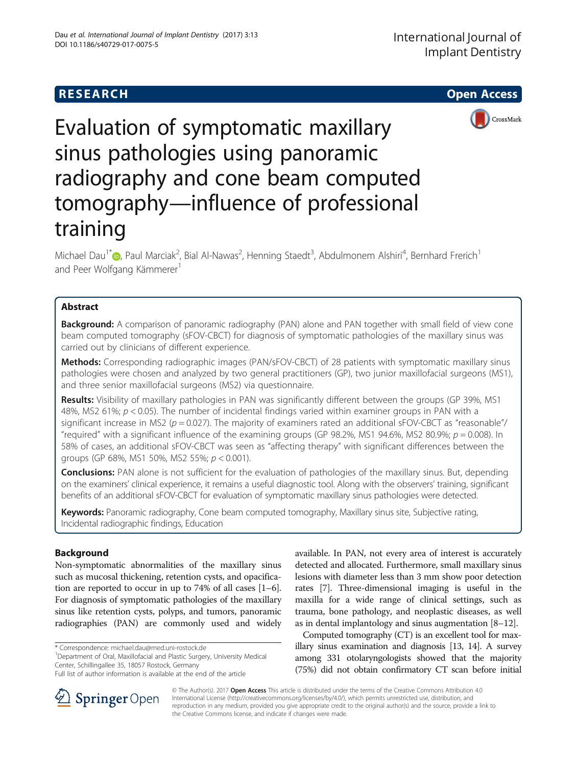RESEARCH Open Access

# Evaluation of symptomatic maxillary sinus pathologies using panoramic radiography and cone beam computed tomography—influence of professional training

Michael Dau[1*], Paul Marciak[2], Bial Al-Nawas[2], Henning Staedt[3], Abdulmonem Alshiri[4], Bernhard Frerich[1] and Peer Wolfgang Kämmerer[1]

## Abstract

**Background:** A comparison of panoramic radiography (PAN) alone and PAN together with small field of view cone beam computed tomography (sFOV-CBCT) for diagnosis of symptomatic pathologies of the maxillary sinus was carried out by clinicians of different experience.

**Methods:** Corresponding radiographic images (PAN/sFOV-CBCT) of 28 patients with symptomatic maxillary sinus pathologies were chosen and analyzed by two general practitioners (GP), two junior maxillofacial surgeons (MS1), and three senior maxillofacial surgeons (MS2) via questionnaire.

**Results:** Visibility of maxillary pathologies in PAN was significantly different between the groups (GP 39%, MS1 48%, MS2 61%; $p < 0.05$). The number of incidental findings varied within examiner groups in PAN with a significant increase in MS2 ($p = 0.027$). The majority of examiners rated an additional sFOV-CBCT as "reasonable"/"required" with a significant influence of the examining groups (GP 98.2%, MS1 94.6%, MS2 80.9%; $p = 0.008$). In 58% of cases, an additional sFOV-CBCT was seen as "affecting therapy" with significant differences between the groups (GP 68%, MS1 50%, MS2 55%; $p < 0.001$).

**Conclusions:** PAN alone is not sufficient for the evaluation of pathologies of the maxillary sinus. But, depending on the examiners' clinical experience, it remains a useful diagnostic tool. Along with the observers' training, significant benefits of an additional sFOV-CBCT for evaluation of symptomatic maxillary sinus pathologies were detected.

**Keywords:** Panoramic radiography, Cone beam computed tomography, Maxillary sinus site, Subjective rating, Incidental radiographic findings, Education

## Background

Non-symptomatic abnormalities of the maxillary sinus such as mucosal thickening, retention cysts, and opacification are reported to occur in up to 74% of all cases [1–6]. For diagnosis of symptomatic pathologies of the maxillary sinus like retention cysts, polyps, and tumors, panoramic radiographies (PAN) are commonly used and widely available. In PAN, not every area of interest is accurately detected and allocated. Furthermore, small maxillary sinus lesions with diameter less than 3 mm show poor detection rates [7]. Three-dimensional imaging is useful in the maxilla for a wide range of clinical settings, such as trauma, bone pathology, and neoplastic diseases, as well as in dental implantology and sinus augmentation [8–12].

Computed tomography (CT) is an excellent tool for maxillary sinus examination and diagnosis [13, 14]. A survey among 331 otolaryngologists showed that the majority (75%) did not obtain confirmatory CT scan before initial

* Correspondence: michael.dau@med.uni-rostock.de
[1]Department of Oral, Maxillofacial and Plastic Surgery, University Medical Center, Schillingallee 35, 18057 Rostock, Germany
Full list of author information is available at the end of the article

© The Author(s). 2017 **Open Access** This article is distributed under the terms of the Creative Commons Attribution 4.0 International License (http://creativecommons.org/licenses/by/4.0/), which permits unrestricted use, distribution, and reproduction in any medium, provided you give appropriate credit to the original author(s) and the source, provide a link to the Creative Commons license, and indicate if changes were made.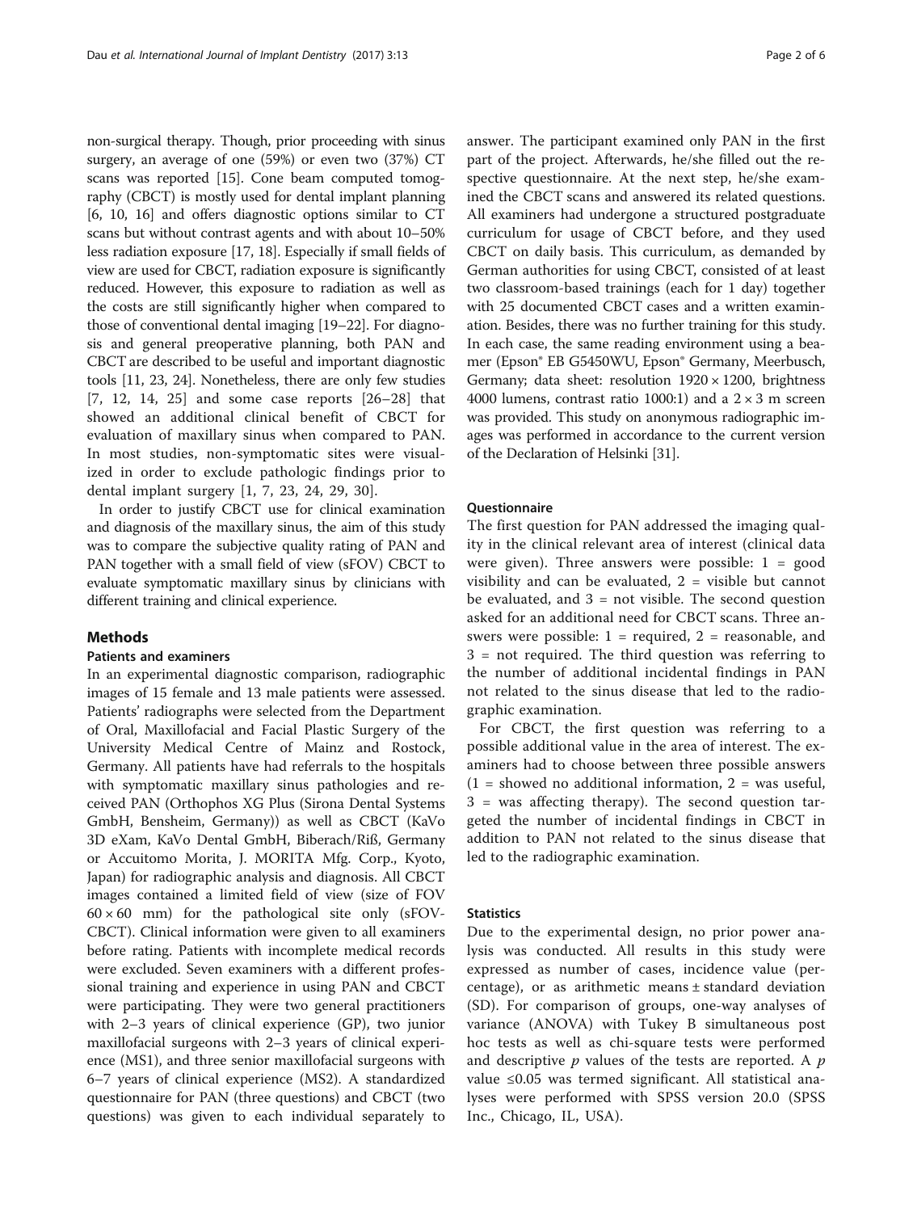non-surgical therapy. Though, prior proceeding with sinus surgery, an average of one (59%) or even two (37%) CT scans was reported [15]. Cone beam computed tomography (CBCT) is mostly used for dental implant planning [6, 10, 16] and offers diagnostic options similar to CT scans but without contrast agents and with about 10–50% less radiation exposure [17, 18]. Especially if small fields of view are used for CBCT, radiation exposure is significantly reduced. However, this exposure to radiation as well as the costs are still significantly higher when compared to those of conventional dental imaging [19–22]. For diagnosis and general preoperative planning, both PAN and CBCT are described to be useful and important diagnostic tools [11, 23, 24]. Nonetheless, there are only few studies [7, 12, 14, 25] and some case reports [26–28] that showed an additional clinical benefit of CBCT for evaluation of maxillary sinus when compared to PAN. In most studies, non-symptomatic sites were visualized in order to exclude pathologic findings prior to dental implant surgery [1, 7, 23, 24, 29, 30].

In order to justify CBCT use for clinical examination and diagnosis of the maxillary sinus, the aim of this study was to compare the subjective quality rating of PAN and PAN together with a small field of view (sFOV) CBCT to evaluate symptomatic maxillary sinus by clinicians with different training and clinical experience.

## Methods

### Patients and examiners

In an experimental diagnostic comparison, radiographic images of 15 female and 13 male patients were assessed. Patients' radiographs were selected from the Department of Oral, Maxillofacial and Facial Plastic Surgery of the University Medical Centre of Mainz and Rostock, Germany. All patients have had referrals to the hospitals with symptomatic maxillary sinus pathologies and received PAN (Orthophos XG Plus (Sirona Dental Systems GmbH, Bensheim, Germany)) as well as CBCT (KaVo 3D eXam, KaVo Dental GmbH, Biberach/Riß, Germany or Accuitomo Morita, J. MORITA Mfg. Corp., Kyoto, Japan) for radiographic analysis and diagnosis. All CBCT images contained a limited field of view (size of FOV $60 \times 60$ mm) for the pathological site only (sFOV-CBCT). Clinical information were given to all examiners before rating. Patients with incomplete medical records were excluded. Seven examiners with a different professional training and experience in using PAN and CBCT were participating. They were two general practitioners with 2–3 years of clinical experience (GP), two junior maxillofacial surgeons with 2–3 years of clinical experience (MS1), and three senior maxillofacial surgeons with 6–7 years of clinical experience (MS2). A standardized questionnaire for PAN (three questions) and CBCT (two questions) was given to each individual separately to answer. The participant examined only PAN in the first part of the project. Afterwards, he/she filled out the respective questionnaire. At the next step, he/she examined the CBCT scans and answered its related questions. All examiners had undergone a structured postgraduate curriculum for usage of CBCT before, and they used CBCT on daily basis. This curriculum, as demanded by German authorities for using CBCT, consisted of at least two classroom-based trainings (each for 1 day) together with 25 documented CBCT cases and a written examination. Besides, there was no further training for this study. In each case, the same reading environment using a beamer (Epson® EB G5450WU, Epson® Germany, Meerbusch, Germany; data sheet: resolution $1920 \times 1200$, brightness 4000 lumens, contrast ratio 1000:1) and a $2 \times 3$ m screen was provided. This study on anonymous radiographic images was performed in accordance to the current version of the Declaration of Helsinki [31].

### Questionnaire

The first question for PAN addressed the imaging quality in the clinical relevant area of interest (clinical data were given). Three answers were possible: 1 = good visibility and can be evaluated, 2 = visible but cannot be evaluated, and 3 = not visible. The second question asked for an additional need for CBCT scans. Three answers were possible: 1 = required, 2 = reasonable, and 3 = not required. The third question was referring to the number of additional incidental findings in PAN not related to the sinus disease that led to the radiographic examination.

For CBCT, the first question was referring to a possible additional value in the area of interest. The examiners had to choose between three possible answers (1 = showed no additional information, 2 = was useful, 3 = was affecting therapy). The second question targeted the number of incidental findings in CBCT in addition to PAN not related to the sinus disease that led to the radiographic examination.

### Statistics

Due to the experimental design, no prior power analysis was conducted. All results in this study were expressed as number of cases, incidence value (percentage), or as arithmetic means ± standard deviation (SD). For comparison of groups, one-way analyses of variance (ANOVA) with Tukey B simultaneous post hoc tests as well as chi-square tests were performed and descriptive $p$ values of the tests are reported. A $p$ value ≤0.05 was termed significant. All statistical analyses were performed with SPSS version 20.0 (SPSS Inc., Chicago, IL, USA).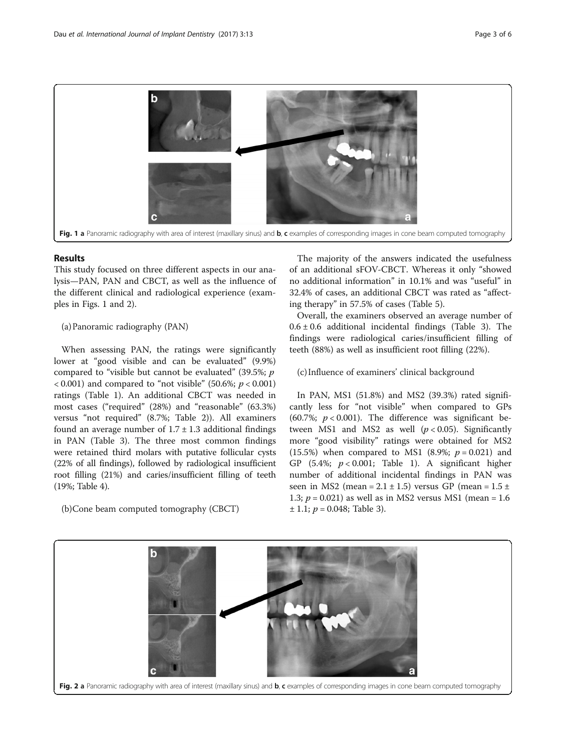Fig. 1 a Panoramic radiography with area of interest (maxillary sinus) and b, c examples of corresponding images in cone beam computed tomography

## Results

This study focused on three different aspects in our analysis—PAN, PAN and CBCT, as well as the influence of the different clinical and radiological experience (examples in Figs. 1 and 2).

(a) Panoramic radiography (PAN)

When assessing PAN, the ratings were significantly lower at "good visible and can be evaluated" (9.9%) compared to "visible but cannot be evaluated" (39.5%; $p < 0.001$) and compared to "not visible" (50.6%; $p < 0.001$) ratings (Table 1). An additional CBCT was needed in most cases ("required" (28%) and "reasonable" (63.3%) versus "not required" (8.7%; Table 2)). All examiners found an average number of $1.7 \pm 1.3$ additional findings in PAN (Table 3). The three most common findings were retained third molars with putative follicular cysts (22% of all findings), followed by radiological insufficient root filling (21%) and caries/insufficient filling of teeth (19%; Table 4).

(b) Cone beam computed tomography (CBCT)

The majority of the answers indicated the usefulness of an additional sFOV-CBCT. Whereas it only "showed no additional information" in 10.1% and was "useful" in 32.4% of cases, an additional CBCT was rated as "affecting therapy" in 57.5% of cases (Table 5).

Overall, the examiners observed an average number of $0.6 \pm 0.6$ additional incidental findings (Table 3). The findings were radiological caries/insufficient filling of teeth (88%) as well as insufficient root filling (22%).

(c) Influence of examiners' clinical background

In PAN, MS1 (51.8%) and MS2 (39.3%) rated significantly less for "not visible" when compared to GPs (60.7%; $p < 0.001$). The difference was significant between MS1 and MS2 as well ($p < 0.05$). Significantly more "good visibility" ratings were obtained for MS2 (15.5%) when compared to MS1 (8.9%; $p = 0.021$) and GP (5.4%; $p < 0.001$; Table 1). A significant higher number of additional incidental findings in PAN was seen in MS2 (mean = $2.1 \pm 1.5$) versus GP (mean = $1.5 \pm 1.3$; $p = 0.021$) as well as in MS2 versus MS1 (mean = $1.6 \pm 1.1$; $p = 0.048$; Table 3).

Fig. 2 a Panoramic radiography with area of interest (maxillary sinus) and b, c examples of corresponding images in cone beam computed tomography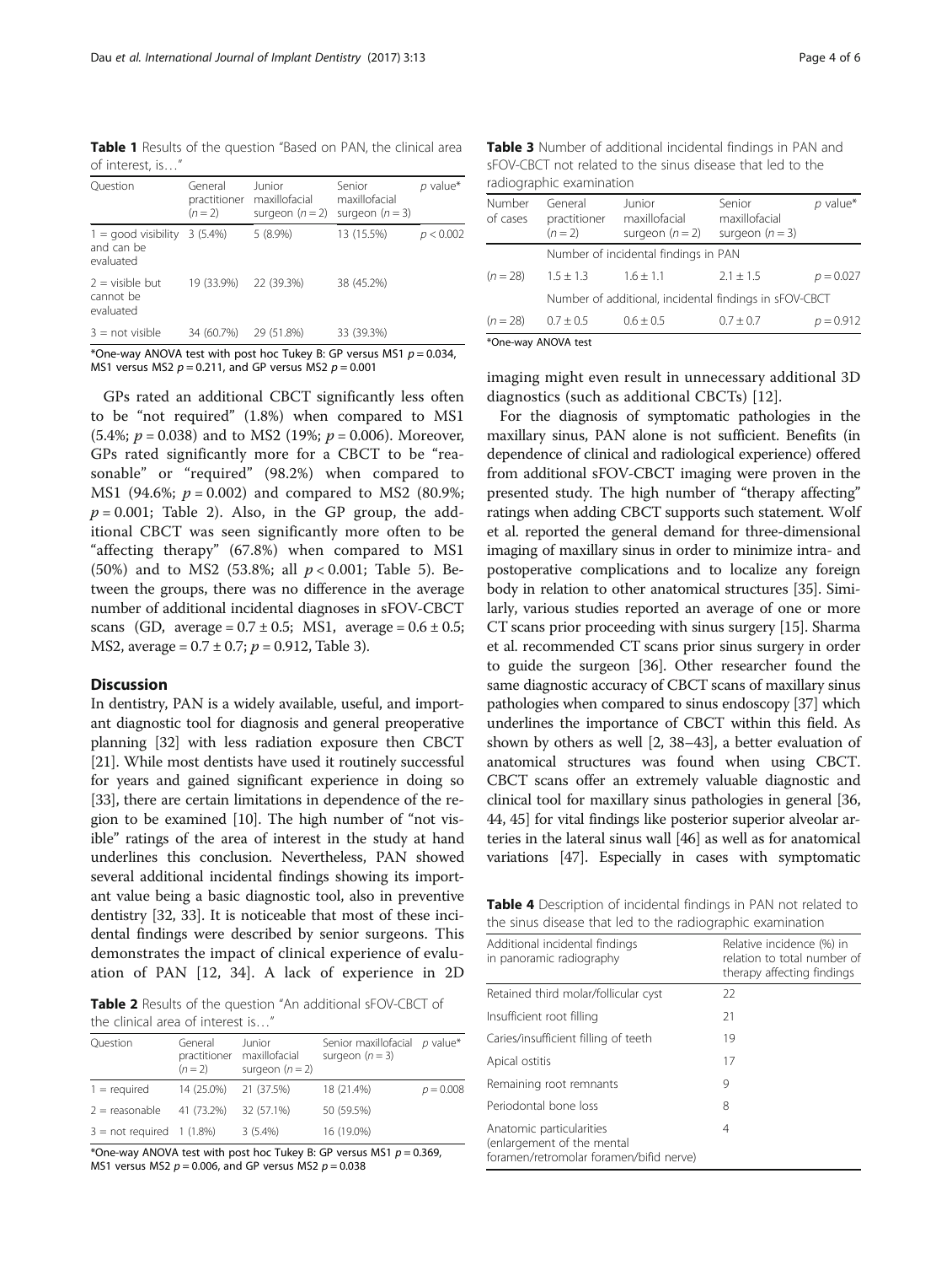**Table 1** Results of the question "Based on PAN, the clinical area of interest, is…"

| Question | General practitioner ($n = 2$) | Junior maxillofacial surgeon ($n = 2$) | Senior maxillofacial surgeon ($n = 3$) | $p$ value* |
|---|---|---|---|---|
| 1 = good visibility and can be evaluated | 3 (5.4%) | 5 (8.9%) | 13 (15.5%) | $p < 0.002$ |
| 2 = visible but cannot be evaluated | 19 (33.9%) | 22 (39.3%) | 38 (45.2%) | |
| 3 = not visible | 34 (60.7%) | 29 (51.8%) | 33 (39.3%) | |

*One-way ANOVA test with post hoc Tukey B: GP versus MS1 $p = 0.034$, MS1 versus MS2 $p = 0.211$, and GP versus MS2 $p = 0.001$

GPs rated an additional CBCT significantly less often to be "not required" (1.8%) when compared to MS1 (5.4%; $p = 0.038$) and to MS2 (19%; $p = 0.006$). Moreover, GPs rated significantly more for a CBCT to be "reasonable" or "required" (98.2%) when compared to MS1 (94.6%; $p = 0.002$) and compared to MS2 (80.9%; $p = 0.001$; Table 2). Also, in the GP group, the additional CBCT was seen significantly more often to be "affecting therapy" (67.8%) when compared to MS1 (50%) and to MS2 (53.8%; all $p < 0.001$; Table 5). Between the groups, there was no difference in the average number of additional incidental diagnoses in sFOV-CBCT scans (GD, average = 0.7 ± 0.5; MS1, average = 0.6 ± 0.5; MS2, average = 0.7 ± 0.7; $p = 0.912$, Table 3).

## Discussion

In dentistry, PAN is a widely available, useful, and important diagnostic tool for diagnosis and general preoperative planning [32] with less radiation exposure then CBCT [21]. While most dentists have used it routinely successful for years and gained significant experience in doing so [33], there are certain limitations in dependence of the region to be examined [10]. The high number of "not visible" ratings of the area of interest in the study at hand underlines this conclusion. Nevertheless, PAN showed several additional incidental findings showing its important value being a basic diagnostic tool, also in preventive dentistry [32, 33]. It is noticeable that most of these incidental findings were described by senior surgeons. This demonstrates the impact of clinical experience of evaluation of PAN [12, 34]. A lack of experience in 2D imaging might even result in unnecessary additional 3D diagnostics (such as additional CBCTs) [12].

**Table 2** Results of the question "An additional sFOV-CBCT of the clinical area of interest is…"

| Question | General practitioner ($n = 2$) | Junior maxillofacial surgeon ($n = 2$) | Senior maxillofacial surgeon ($n = 3$) | $p$ value* |
|---|---|---|---|---|
| 1 = required | 14 (25.0%) | 21 (37.5%) | 18 (21.4%) | $p = 0.008$ |
| 2 = reasonable | 41 (73.2%) | 32 (57.1%) | 50 (59.5%) | |
| 3 = not required | 1 (1.8%) | 3 (5.4%) | 16 (19.0%) | |

*One-way ANOVA test with post hoc Tukey B: GP versus MS1 $p = 0.369$, MS1 versus MS2 $p = 0.006$, and GP versus MS2 $p = 0.038$

**Table 3** Number of additional incidental findings in PAN and sFOV-CBCT not related to the sinus disease that led to the radiographic examination

| Number of cases | General practitioner ($n = 2$) | Junior maxillofacial surgeon ($n = 2$) | Senior maxillofacial surgeon ($n = 3$) | $p$ value* |
|---|---|---|---|---|
| | Number of incidental findings in PAN | | | |
| ($n = 28$) | 1.5 ± 1.3 | 1.6 ± 1.1 | 2.1 ± 1.5 | $p = 0.027$ |
| | Number of additional, incidental findings in sFOV-CBCT | | | |
| ($n = 28$) | 0.7 ± 0.5 | 0.6 ± 0.5 | 0.7 ± 0.7 | $p = 0.912$ |

*One-way ANOVA test

For the diagnosis of symptomatic pathologies in the maxillary sinus, PAN alone is not sufficient. Benefits (in dependence of clinical and radiological experience) offered from additional sFOV-CBCT imaging were proven in the presented study. The high number of "therapy affecting" ratings when adding CBCT supports such statement. Wolf et al. reported the general demand for three-dimensional imaging of maxillary sinus in order to minimize intra- and postoperative complications and to localize any foreign body in relation to other anatomical structures [35]. Similarly, various studies reported an average of one or more CT scans prior proceeding with sinus surgery [15]. Sharma et al. recommended CT scans prior sinus surgery in order to guide the surgeon [36]. Other researcher found the same diagnostic accuracy of CBCT scans of maxillary sinus pathologies when compared to sinus endoscopy [37] which underlines the importance of CBCT within this field. As shown by others as well [2, 38–43], a better evaluation of anatomical structures was found when using CBCT. CBCT scans offer an extremely valuable diagnostic and clinical tool for maxillary sinus pathologies in general [36, 44, 45] for vital findings like posterior superior alveolar arteries in the lateral sinus wall [46] as well as for anatomical variations [47]. Especially in cases with symptomatic

**Table 4** Description of incidental findings in PAN not related to the sinus disease that led to the radiographic examination

| Additional incidental findings in panoramic radiography | Relative incidence (%) in relation to total number of therapy affecting findings |
|---|---|
| Retained third molar/follicular cyst | 22 |
| Insufficient root filling | 21 |
| Caries/insufficient filling of teeth | 19 |
| Apical ostitis | 17 |
| Remaining root remnants | 9 |
| Periodontal bone loss | 8 |
| Anatomic particularities (enlargement of the mental foramen/retromolar foramen/bifid nerve) | 4 |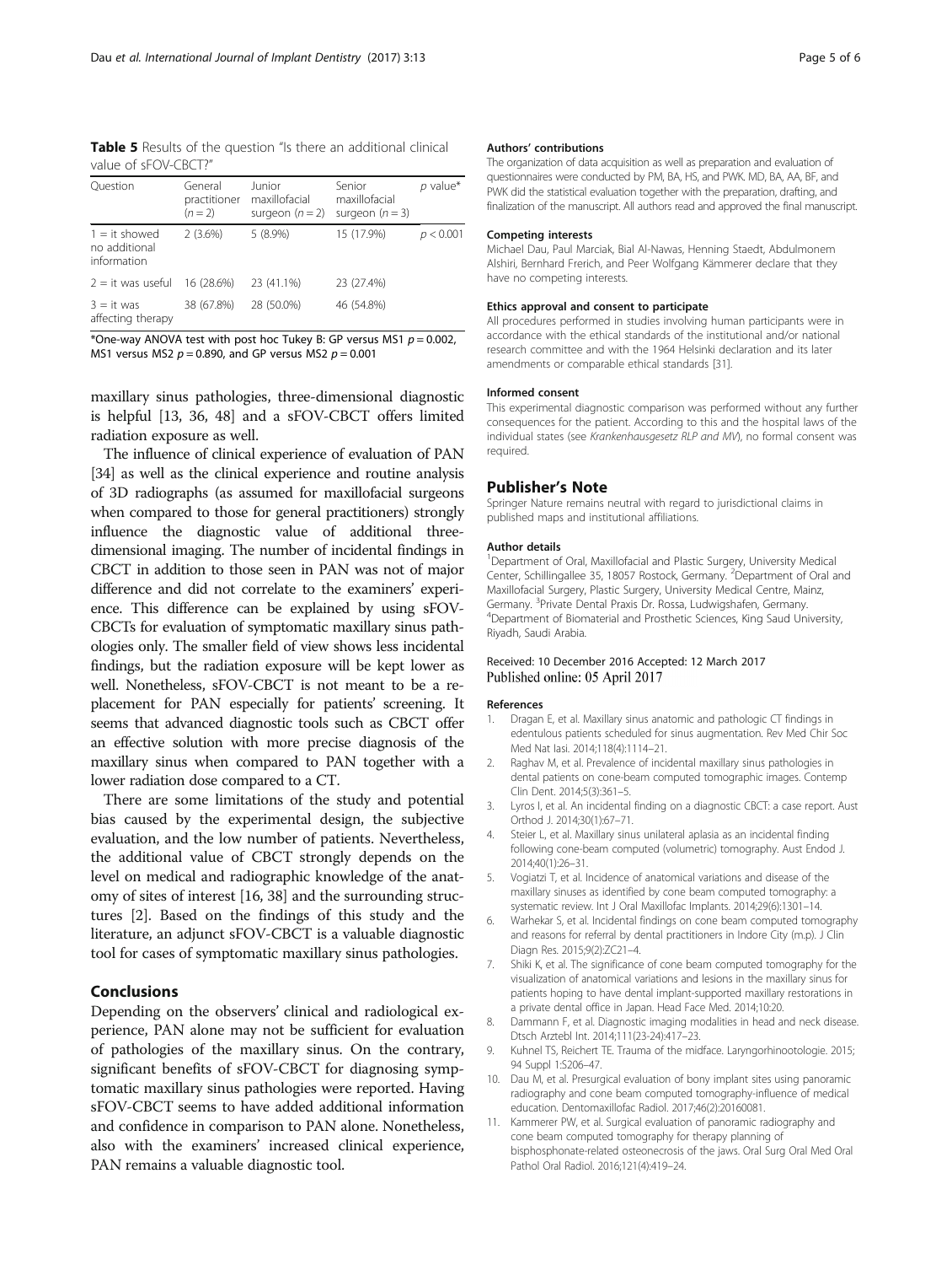**Table 5** Results of the question "Is there an additional clinical value of sFOV-CBCT?"

| Question | General practitioner ($n = 2$) | Junior maxillofacial surgeon ($n = 2$) | Senior maxillofacial surgeon ($n = 3$) | $p$ value* |
|---|---|---|---|---|
| 1 = it showed no additional information | 2 (3.6%) | 5 (8.9%) | 15 (17.9%) | $p < 0.001$ |
| 2 = it was useful | 16 (28.6%) | 23 (41.1%) | 23 (27.4%) | |
| 3 = it was affecting therapy | 38 (67.8%) | 28 (50.0%) | 46 (54.8%) | |

*One-way ANOVA test with post hoc Tukey B: GP versus MS1 $p = 0.002$, MS1 versus MS2 $p = 0.890$, and GP versus MS2 $p = 0.001$

maxillary sinus pathologies, three-dimensional diagnostic is helpful [13, 36, 48] and a sFOV-CBCT offers limited radiation exposure as well.

The influence of clinical experience of evaluation of PAN [34] as well as the clinical experience and routine analysis of 3D radiographs (as assumed for maxillofacial surgeons when compared to those for general practitioners) strongly influence the diagnostic value of additional three-dimensional imaging. The number of incidental findings in CBCT in addition to those seen in PAN was not of major difference and did not correlate to the examiners' experience. This difference can be explained by using sFOV-CBCTs for evaluation of symptomatic maxillary sinus pathologies only. The smaller field of view shows less incidental findings, but the radiation exposure will be kept lower as well. Nonetheless, sFOV-CBCT is not meant to be a replacement for PAN especially for patients' screening. It seems that advanced diagnostic tools such as CBCT offer an effective solution with more precise diagnosis of the maxillary sinus when compared to PAN together with a lower radiation dose compared to a CT.

There are some limitations of the study and potential bias caused by the experimental design, the subjective evaluation, and the low number of patients. Nevertheless, the additional value of CBCT strongly depends on the level on medical and radiographic knowledge of the anatomy of sites of interest [16, 38] and the surrounding structures [2]. Based on the findings of this study and the literature, an adjunct sFOV-CBCT is a valuable diagnostic tool for cases of symptomatic maxillary sinus pathologies.

## Conclusions

Depending on the observers' clinical and radiological experience, PAN alone may not be sufficient for evaluation of pathologies of the maxillary sinus. On the contrary, significant benefits of sFOV-CBCT for diagnosing symptomatic maxillary sinus pathologies were reported. Having sFOV-CBCT seems to have added additional information and confidence in comparison to PAN alone. Nonetheless, also with the examiners' increased clinical experience, PAN remains a valuable diagnostic tool.

#### Authors' contributions

The organization of data acquisition as well as preparation and evaluation of questionnaires were conducted by PM, BA, HS, and PWK. MD, BA, AA, BF, and PWK did the statistical evaluation together with the preparation, drafting, and finalization of the manuscript. All authors read and approved the final manuscript.

#### Competing interests

Michael Dau, Paul Marciak, Bial Al-Nawas, Henning Staedt, Abdulmonem Alshiri, Bernhard Frerich, and Peer Wolfgang Kämmerer declare that they have no competing interests.

#### Ethics approval and consent to participate

All procedures performed in studies involving human participants were in accordance with the ethical standards of the institutional and/or national research committee and with the 1964 Helsinki declaration and its later amendments or comparable ethical standards [31].

#### Informed consent

This experimental diagnostic comparison was performed without any further consequences for the patient. According to this and the hospital laws of the individual states (see *Krankenhausgesetz RLP and MV*), no formal consent was required.

## Publisher's Note

Springer Nature remains neutral with regard to jurisdictional claims in published maps and institutional affiliations.

#### Author details

[1]Department of Oral, Maxillofacial and Plastic Surgery, University Medical Center, Schillingallee 35, 18057 Rostock, Germany. [2]Department of Oral and Maxillofacial Surgery, Plastic Surgery, University Medical Centre, Mainz, Germany. [3]Private Dental Praxis Dr. Rossa, Ludwigshafen, Germany. [4]Department of Biomaterial and Prosthetic Sciences, King Saud University, Riyadh, Saudi Arabia.

Received: 10 December 2016 Accepted: 12 March 2017
Published online: 05 April 2017

#### References

1. Dragan E, et al. Maxillary sinus anatomic and pathologic CT findings in edentulous patients scheduled for sinus augmentation. Rev Med Chir Soc Med Nat Iasi. 2014;118(4):1114–21.
2. Raghav M, et al. Prevalence of incidental maxillary sinus pathologies in dental patients on cone-beam computed tomographic images. Contemp Clin Dent. 2014;5(3):361–5.
3. Lyros I, et al. An incidental finding on a diagnostic CBCT: a case report. Aust Orthod J. 2014;30(1):67–71.
4. Steier L, et al. Maxillary sinus unilateral aplasia as an incidental finding following cone-beam computed (volumetric) tomography. Aust Endod J. 2014;40(1):26–31.
5. Vogiatzi T, et al. Incidence of anatomical variations and disease of the maxillary sinuses as identified by cone beam computed tomography: a systematic review. Int J Oral Maxillofac Implants. 2014;29(6):1301–14.
6. Warhekar S, et al. Incidental findings on cone beam computed tomography and reasons for referral by dental practitioners in Indore City (m.p). J Clin Diagn Res. 2015;9(2):ZC21–4.
7. Shiki K, et al. The significance of cone beam computed tomography for the visualization of anatomical variations and lesions in the maxillary sinus for patients hoping to have dental implant-supported maxillary restorations in a private dental office in Japan. Head Face Med. 2014;10:20.
8. Dammann F, et al. Diagnostic imaging modalities in head and neck disease. Dtsch Arztebl Int. 2014;111(23-24):417–23.
9. Kuhnel TS, Reichert TE. Trauma of the midface. Laryngorhinootologie. 2015; 94 Suppl 1:S206–47.
10. Dau M, et al. Presurgical evaluation of bony implant sites using panoramic radiography and cone beam computed tomography-influence of medical education. Dentomaxillofac Radiol. 2017;46(2):20160081.
11. Kammerer PW, et al. Surgical evaluation of panoramic radiography and cone beam computed tomography for therapy planning of bisphosphonate-related osteonecrosis of the jaws. Oral Surg Oral Med Oral Pathol Oral Radiol. 2016;121(4):419–24.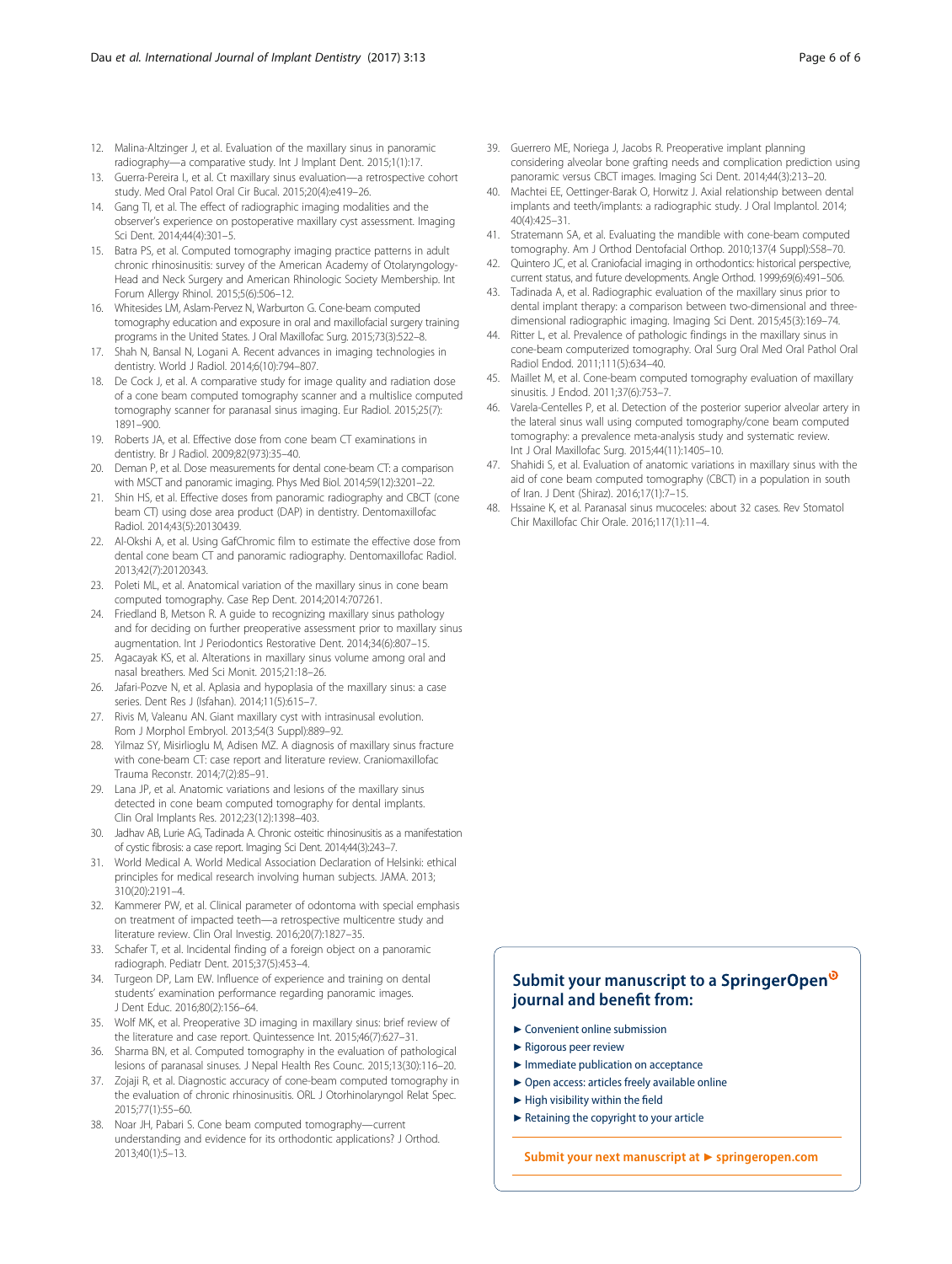12. Malina-Altzinger J, et al. Evaluation of the maxillary sinus in panoramic radiography—a comparative study. Int J Implant Dent. 2015;1(1):17.
13. Guerra-Pereira I., et al. Ct maxillary sinus evaluation—a retrospective cohort study. Med Oral Patol Oral Cir Bucal. 2015;20(4):e419–26.
14. Gang TI, et al. The effect of radiographic imaging modalities and the observer's experience on postoperative maxillary cyst assessment. Imaging Sci Dent. 2014;44(4):301–5.
15. Batra PS, et al. Computed tomography imaging practice patterns in adult chronic rhinosinusitis: survey of the American Academy of Otolaryngology-Head and Neck Surgery and American Rhinologic Society Membership. Int Forum Allergy Rhinol. 2015;5(6):506–12.
16. Whitesides LM, Aslam-Pervez N, Warburton G. Cone-beam computed tomography education and exposure in oral and maxillofacial surgery training programs in the United States. J Oral Maxillofac Surg. 2015;73(3):522–8.
17. Shah N, Bansal N, Logani A. Recent advances in imaging technologies in dentistry. World J Radiol. 2014;6(10):794–807.
18. De Cock J, et al. A comparative study for image quality and radiation dose of a cone beam computed tomography scanner and a multislice computed tomography scanner for paranasal sinus imaging. Eur Radiol. 2015;25(7):1891–900.
19. Roberts JA, et al. Effective dose from cone beam CT examinations in dentistry. Br J Radiol. 2009;82(973):35–40.
20. Deman P, et al. Dose measurements for dental cone-beam CT: a comparison with MSCT and panoramic imaging. Phys Med Biol. 2014;59(12):3201–22.
21. Shin HS, et al. Effective doses from panoramic radiography and CBCT (cone beam CT) using dose area product (DAP) in dentistry. Dentomaxillofac Radiol. 2014;43(5):20130439.
22. Al-Okshi A, et al. Using GafChromic film to estimate the effective dose from dental cone beam CT and panoramic radiography. Dentomaxillofac Radiol. 2013;42(7):20120343.
23. Poleti ML, et al. Anatomical variation of the maxillary sinus in cone beam computed tomography. Case Rep Dent. 2014;2014:707261.
24. Friedland B, Metson R. A guide to recognizing maxillary sinus pathology and for deciding on further preoperative assessment prior to maxillary sinus augmentation. Int J Periodontics Restorative Dent. 2014;34(6):807–15.
25. Agacayak KS, et al. Alterations in maxillary sinus volume among oral and nasal breathers. Med Sci Monit. 2015;21:18–26.
26. Jafari-Pozve N, et al. Aplasia and hypoplasia of the maxillary sinus: a case series. Dent Res J (Isfahan). 2014;11(5):615–7.
27. Rivis M, Valeanu AN. Giant maxillary cyst with intrasinual evolution. Rom J Morphol Embryol. 2013;54(3 Suppl):889–92.
28. Yilmaz SY, Misirlioglu M, Adisen MZ. A diagnosis of maxillary sinus fracture with cone-beam CT: case report and literature review. Craniomaxillofac Trauma Reconstr. 2014;7(2):85–91.
29. Lana JP, et al. Anatomic variations and lesions of the maxillary sinus detected in cone beam computed tomography for dental implants. Clin Oral Implants Res. 2012;23(12):1398–403.
30. Jadhav AB, Lurie AG, Tadinada A. Chronic osteitic rhinosinusitis as a manifestation of cystic fibrosis: a case report. Imaging Sci Dent. 2014;44(3):243–7.
31. World Medical A. World Medical Association Declaration of Helsinki: ethical principles for medical research involving human subjects. JAMA. 2013;310(20):2191–4.
32. Kammerer PW, et al. Clinical parameter of odontoma with special emphasis on treatment of impacted teeth—a retrospective multicentre study and literature review. Clin Oral Investig. 2016;20(7):1827–35.
33. Schafer T, et al. Incidental finding of a foreign object on a panoramic radiograph. Pediatr Dent. 2015;37(5):453–4.
34. Turgeon DP, Lam EW. Influence of experience and training on dental students' examination performance regarding panoramic images. J Dent Educ. 2016;80(2):156–64.
35. Wolf MK, et al. Preoperative 3D imaging in maxillary sinus: brief review of the literature and case report. Quintessence Int. 2015;46(7):627–31.
36. Sharma BN, et al. Computed tomography in the evaluation of pathological lesions of paranasal sinuses. J Nepal Health Res Counc. 2015;13(30):116–20.
37. Zojaji R, et al. Diagnostic accuracy of cone-beam computed tomography in the evaluation of chronic rhinosinusitis. ORL J Otorhinolaryngol Relat Spec. 2015;77(1):55–60.
38. Noar JH, Pabari S. Cone beam computed tomography—current understanding and evidence for its orthodontic applications? J Orthod. 2013;40(1):5–13.
39. Guerrero ME, Noriega J, Jacobs R. Preoperative implant planning considering alveolar bone grafting needs and complication prediction using panoramic versus CBCT images. Imaging Sci Dent. 2014;44(3):213–20.
40. Machtei EE, Oettinger-Barak O, Horwitz J. Axial relationship between dental implants and teeth/implants: a radiographic study. J Oral Implantol. 2014;40(4):425–31.
41. Stratemann SA, et al. Evaluating the mandible with cone-beam computed tomography. Am J Orthod Dentofacial Orthop. 2010;137(4 Suppl):S58–70.
42. Quintero JC, et al. Craniofacial imaging in orthodontics: historical perspective, current status, and future developments. Angle Orthod. 1999;69(6):491–506.
43. Tadinada A, et al. Radiographic evaluation of the maxillary sinus prior to dental implant therapy: a comparison between two-dimensional and three-dimensional radiographic imaging. Imaging Sci Dent. 2015;45(3):169–74.
44. Ritter L, et al. Prevalence of pathologic findings in the maxillary sinus in cone-beam computerized tomography. Oral Surg Oral Med Oral Pathol Oral Radiol Endod. 2011;111(5):634–40.
45. Maillet M, et al. Cone-beam computed tomography evaluation of maxillary sinusitis. J Endod. 2011;37(6):753–7.
46. Varela-Centelles P, et al. Detection of the posterior superior alveolar artery in the lateral sinus wall using computed tomography/cone beam computed tomography: a prevalence meta-analysis study and systematic review. Int J Oral Maxillofac Surg. 2015;44(11):1405–10.
47. Shahidi S, et al. Evaluation of anatomic variations in maxillary sinus with the aid of cone beam computed tomography (CBCT) in a population in south of Iran. J Dent (Shiraz). 2016;17(1):7–15.
48. Hssaine K, et al. Paranasal sinus mucoceles: about 32 cases. Rev Stomatol Chir Maxillofac Chir Orale. 2016;117(1):11–4.

**Submit your manuscript to a SpringerOpen journal and benefit from:**

- ► Convenient online submission
- ► Rigorous peer review
- ► Immediate publication on acceptance
- ► Open access: articles freely available online
- ► High visibility within the field
- ► Retaining the copyright to your article

**Submit your next manuscript at ► springeropen.com**